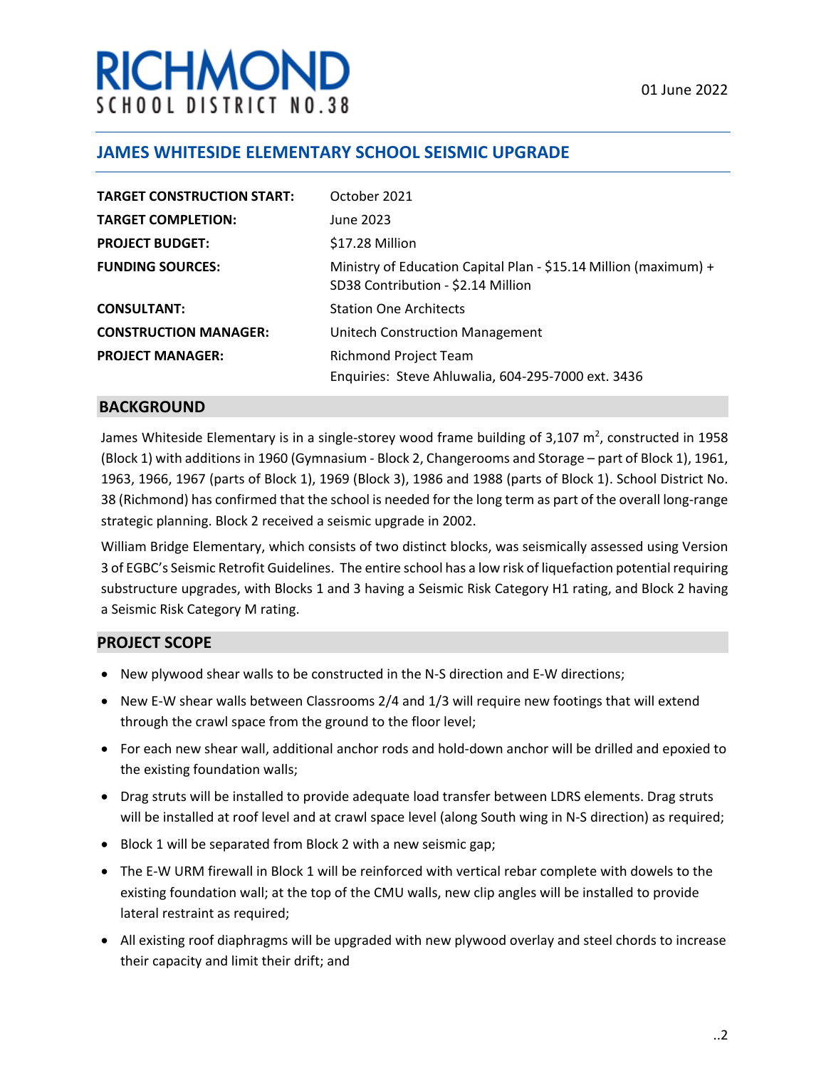# RICHMOND
SCHOOL DISTRICT NO.38

01 June 2022

## JAMES WHITESIDE ELEMENTARY SCHOOL SEISMIC UPGRADE

| | |
|---|---|
| **TARGET CONSTRUCTION START:** | October 2021 |
| **TARGET COMPLETION:** | June 2023 |
| **PROJECT BUDGET:** | $17.28 Million |
| **FUNDING SOURCES:** | Ministry of Education Capital Plan - $15.14 Million (maximum) + SD38 Contribution - $2.14 Million |
| **CONSULTANT:** | Station One Architects |
| **CONSTRUCTION MANAGER:** | Unitech Construction Management |
| **PROJECT MANAGER:** | Richmond Project Team<br>Enquiries: Steve Ahluwalia, 604-295-7000 ext. 3436 |

## BACKGROUND

James Whiteside Elementary is in a single-storey wood frame building of 3,107 m$^2$, constructed in 1958 (Block 1) with additions in 1960 (Gymnasium - Block 2, Changerooms and Storage – part of Block 1), 1961, 1963, 1966, 1967 (parts of Block 1), 1969 (Block 3), 1986 and 1988 (parts of Block 1). School District No. 38 (Richmond) has confirmed that the school is needed for the long term as part of the overall long-range strategic planning. Block 2 received a seismic upgrade in 2002.

William Bridge Elementary, which consists of two distinct blocks, was seismically assessed using Version 3 of EGBC's Seismic Retrofit Guidelines. The entire school has a low risk of liquefaction potential requiring substructure upgrades, with Blocks 1 and 3 having a Seismic Risk Category H1 rating, and Block 2 having a Seismic Risk Category M rating.

## PROJECT SCOPE

- New plywood shear walls to be constructed in the N-S direction and E-W directions;
- New E-W shear walls between Classrooms 2/4 and 1/3 will require new footings that will extend through the crawl space from the ground to the floor level;
- For each new shear wall, additional anchor rods and hold-down anchor will be drilled and epoxied to the existing foundation walls;
- Drag struts will be installed to provide adequate load transfer between LDRS elements. Drag struts will be installed at roof level and at crawl space level (along South wing in N-S direction) as required;
- Block 1 will be separated from Block 2 with a new seismic gap;
- The E-W URM firewall in Block 1 will be reinforced with vertical rebar complete with dowels to the existing foundation wall; at the top of the CMU walls, new clip angles will be installed to provide lateral restraint as required;
- All existing roof diaphragms will be upgraded with new plywood overlay and steel chords to increase their capacity and limit their drift; and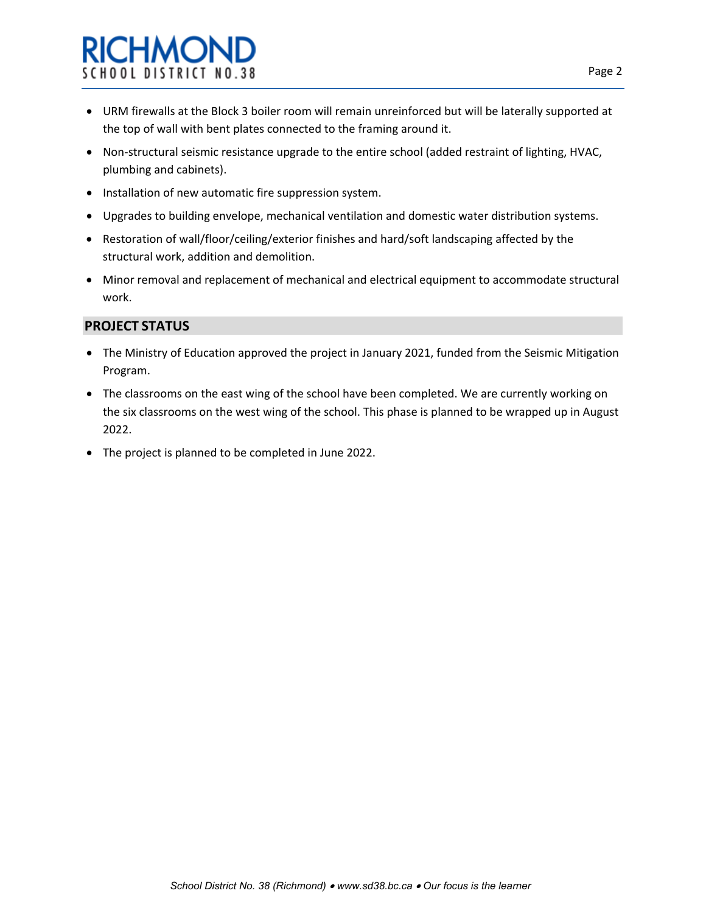- URM firewalls at the Block 3 boiler room will remain unreinforced but will be laterally supported at the top of wall with bent plates connected to the framing around it.
- Non-structural seismic resistance upgrade to the entire school (added restraint of lighting, HVAC, plumbing and cabinets).
- Installation of new automatic fire suppression system.
- Upgrades to building envelope, mechanical ventilation and domestic water distribution systems.
- Restoration of wall/floor/ceiling/exterior finishes and hard/soft landscaping affected by the structural work, addition and demolition.
- Minor removal and replacement of mechanical and electrical equipment to accommodate structural work.

## PROJECT STATUS

- The Ministry of Education approved the project in January 2021, funded from the Seismic Mitigation Program.
- The classrooms on the east wing of the school have been completed. We are currently working on the six classrooms on the west wing of the school. This phase is planned to be wrapped up in August 2022.
- The project is planned to be completed in June 2022.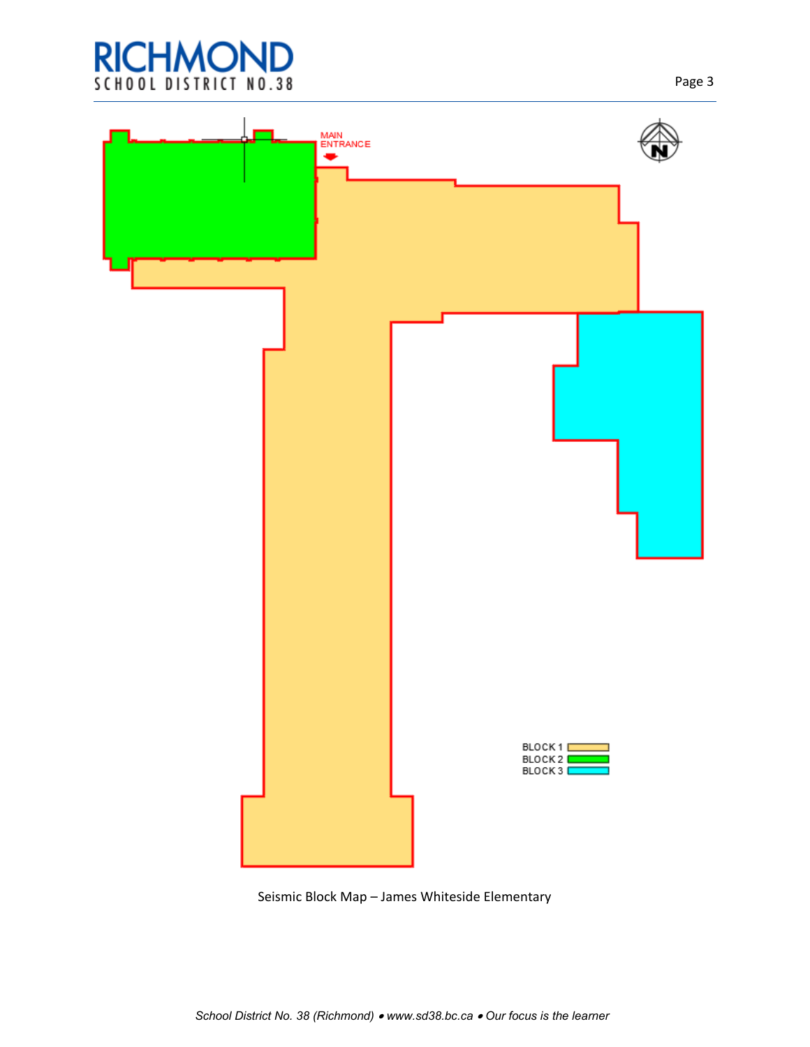MAIN ENTRANCE

BLOCK 1
BLOCK 2
BLOCK 3

Seismic Block Map – James Whiteside Elementary